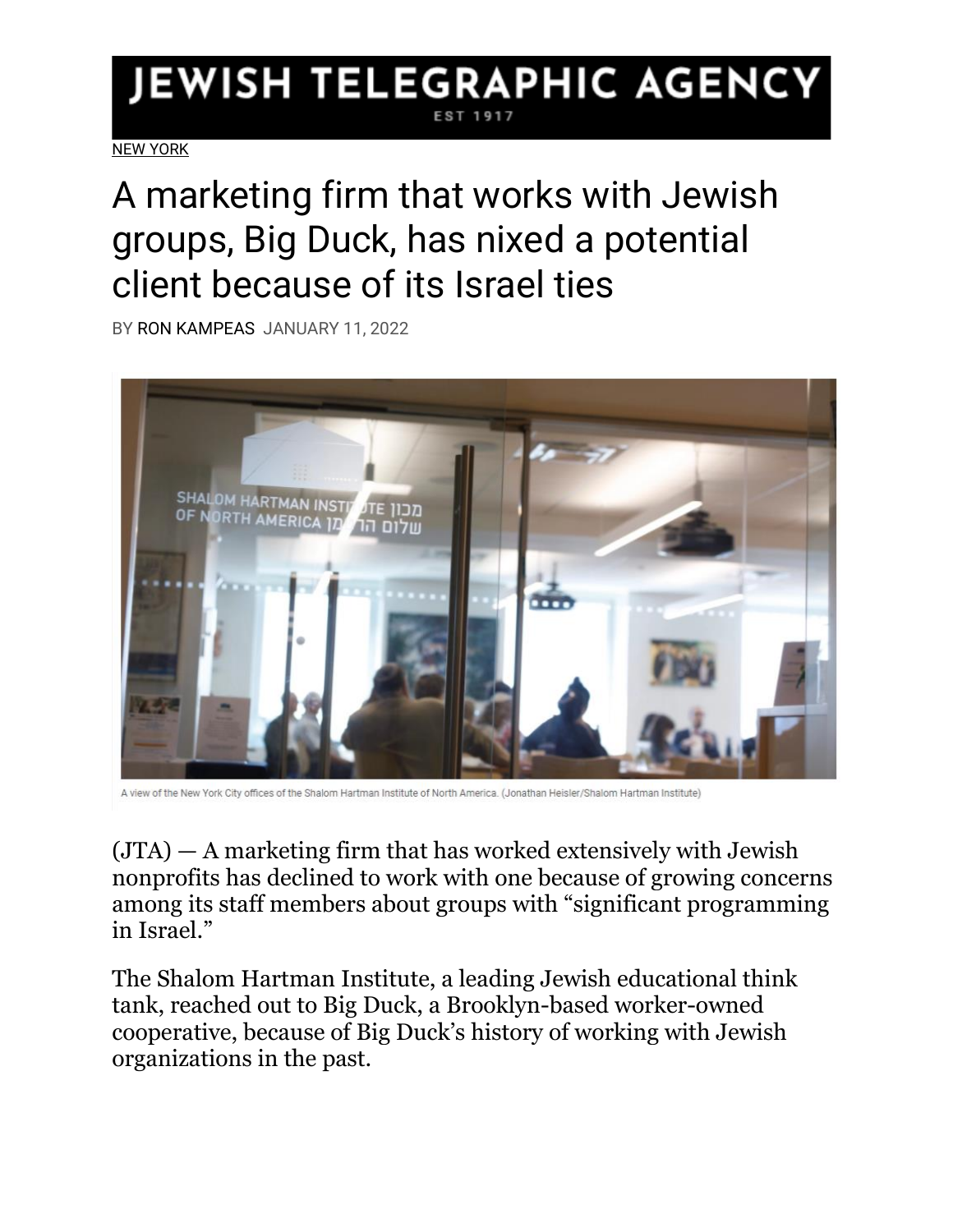# JEWISH TELEGRAPHIC AGENCY

EST 1917

NEW YORK

# A marketing firm that works with Jewish groups, Big Duck, has nixed a potential client because of its Israel ties

BY RON KAMPEAS JANUARY 11, 2022

A view of the New York City offices of the Shalom Hartman Institute of North America. (Jonathan Heisler/Shalom Hartman Institute)

(JTA) — A marketing firm that has worked extensively with Jewish nonprofits has declined to work with one because of growing concerns among its staff members about groups with "significant programming in Israel."

The Shalom Hartman Institute, a leading Jewish educational think tank, reached out to Big Duck, a Brooklyn-based worker-owned cooperative, because of Big Duck's history of working with Jewish organizations in the past.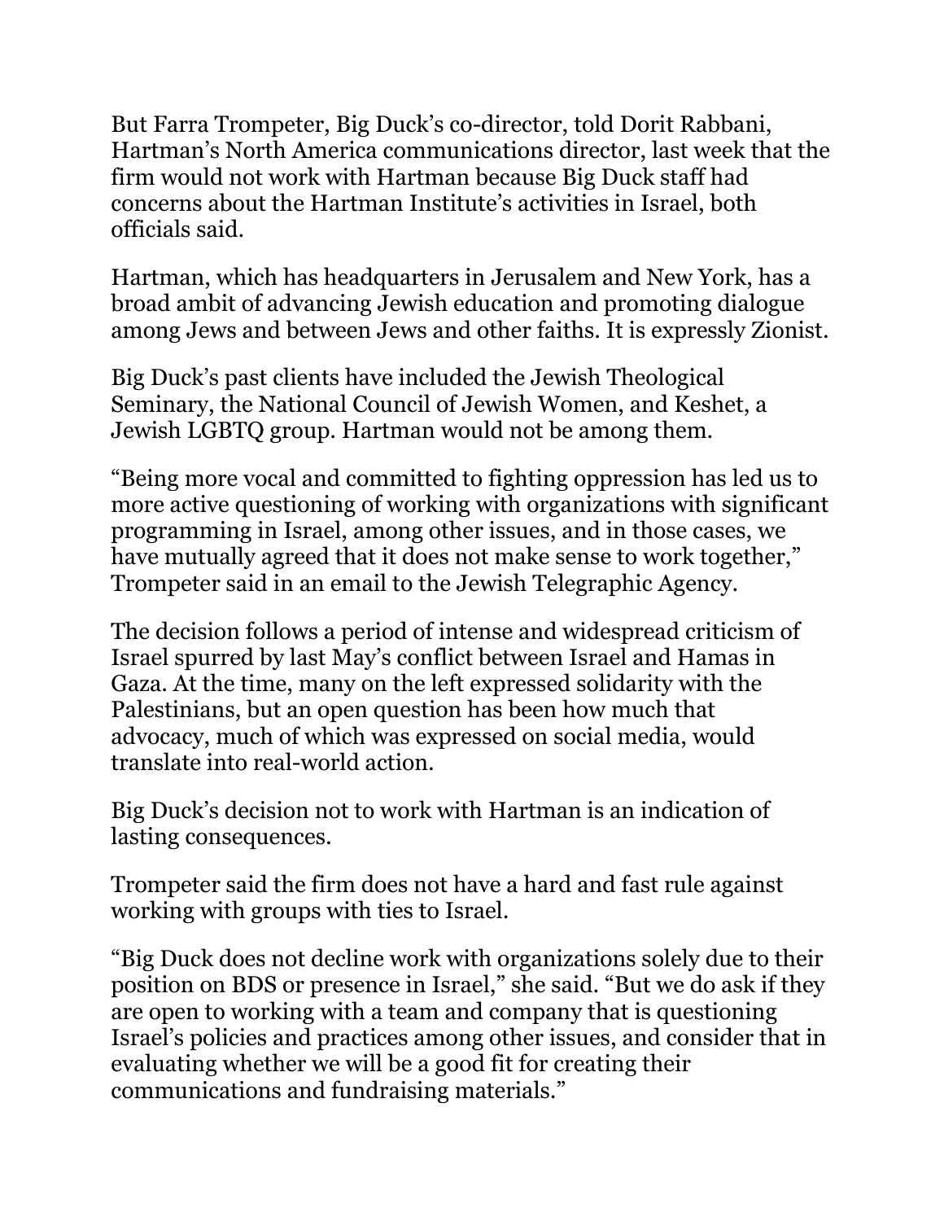But Farra Trompeter, Big Duck's co-director, told Dorit Rabbani, Hartman's North America communications director, last week that the firm would not work with Hartman because Big Duck staff had concerns about the Hartman Institute's activities in Israel, both officials said.

Hartman, which has headquarters in Jerusalem and New York, has a broad ambit of advancing Jewish education and promoting dialogue among Jews and between Jews and other faiths. It is expressly Zionist.

Big Duck's past clients have included the Jewish Theological Seminary, the National Council of Jewish Women, and Keshet, a Jewish LGBTQ group. Hartman would not be among them.

"Being more vocal and committed to fighting oppression has led us to more active questioning of working with organizations with significant programming in Israel, among other issues, and in those cases, we have mutually agreed that it does not make sense to work together," Trompeter said in an email to the Jewish Telegraphic Agency.

The decision follows a period of intense and widespread criticism of Israel spurred by last May's conflict between Israel and Hamas in Gaza. At the time, many on the left expressed solidarity with the Palestinians, but an open question has been how much that advocacy, much of which was expressed on social media, would translate into real-world action.

Big Duck's decision not to work with Hartman is an indication of lasting consequences.

Trompeter said the firm does not have a hard and fast rule against working with groups with ties to Israel.

"Big Duck does not decline work with organizations solely due to their position on BDS or presence in Israel," she said. "But we do ask if they are open to working with a team and company that is questioning Israel's policies and practices among other issues, and consider that in evaluating whether we will be a good fit for creating their communications and fundraising materials."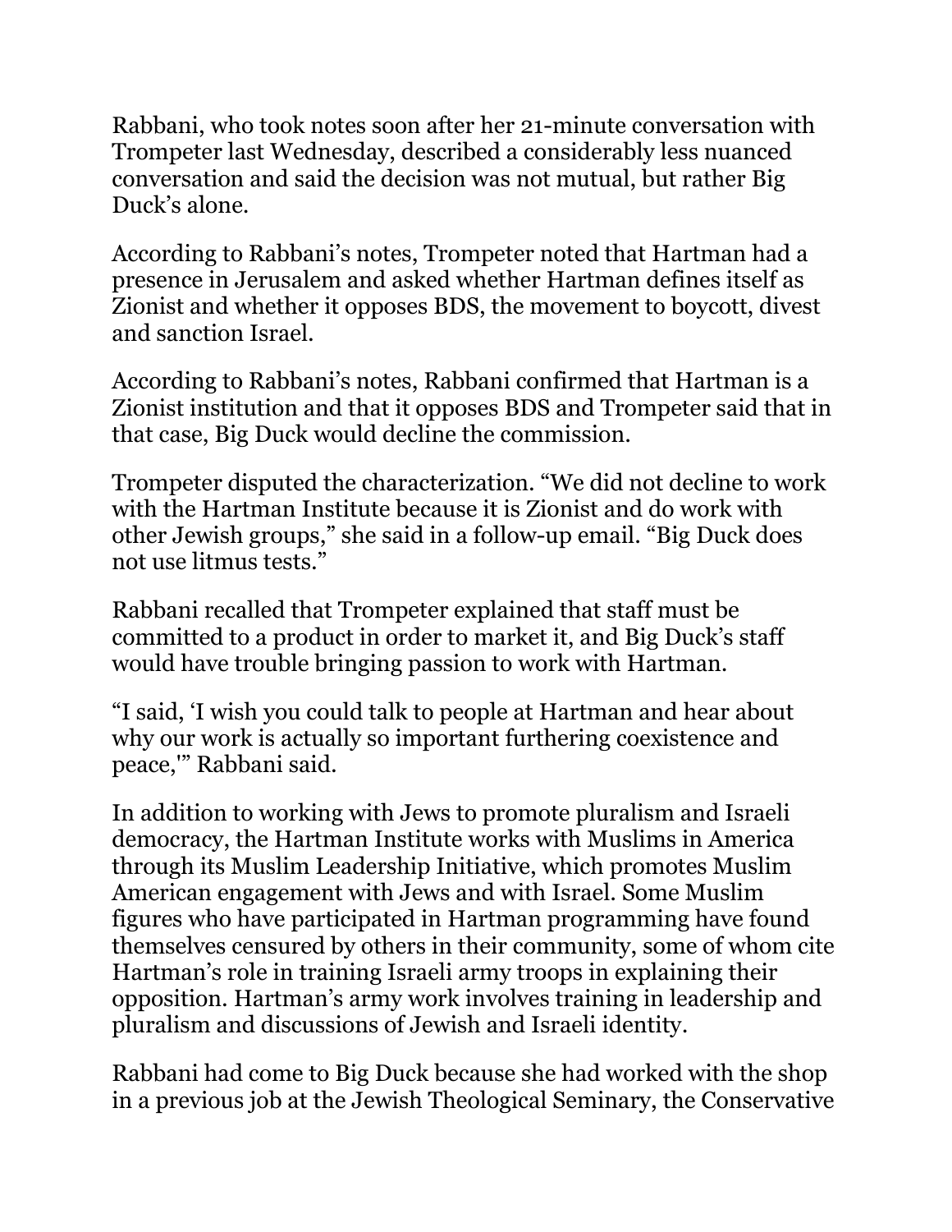Rabbani, who took notes soon after her 21-minute conversation with Trompeter last Wednesday, described a considerably less nuanced conversation and said the decision was not mutual, but rather Big Duck's alone.

According to Rabbani's notes, Trompeter noted that Hartman had a presence in Jerusalem and asked whether Hartman defines itself as Zionist and whether it opposes BDS, the movement to boycott, divest and sanction Israel.

According to Rabbani's notes, Rabbani confirmed that Hartman is a Zionist institution and that it opposes BDS and Trompeter said that in that case, Big Duck would decline the commission.

Trompeter disputed the characterization. "We did not decline to work with the Hartman Institute because it is Zionist and do work with other Jewish groups," she said in a follow-up email. "Big Duck does not use litmus tests."

Rabbani recalled that Trompeter explained that staff must be committed to a product in order to market it, and Big Duck's staff would have trouble bringing passion to work with Hartman.

"I said, 'I wish you could talk to people at Hartman and hear about why our work is actually so important furthering coexistence and peace,'" Rabbani said.

In addition to working with Jews to promote pluralism and Israeli democracy, the Hartman Institute works with Muslims in America through its Muslim Leadership Initiative, which promotes Muslim American engagement with Jews and with Israel. Some Muslim figures who have participated in Hartman programming have found themselves censured by others in their community, some of whom cite Hartman's role in training Israeli army troops in explaining their opposition. Hartman's army work involves training in leadership and pluralism and discussions of Jewish and Israeli identity.

Rabbani had come to Big Duck because she had worked with the shop in a previous job at the Jewish Theological Seminary, the Conservative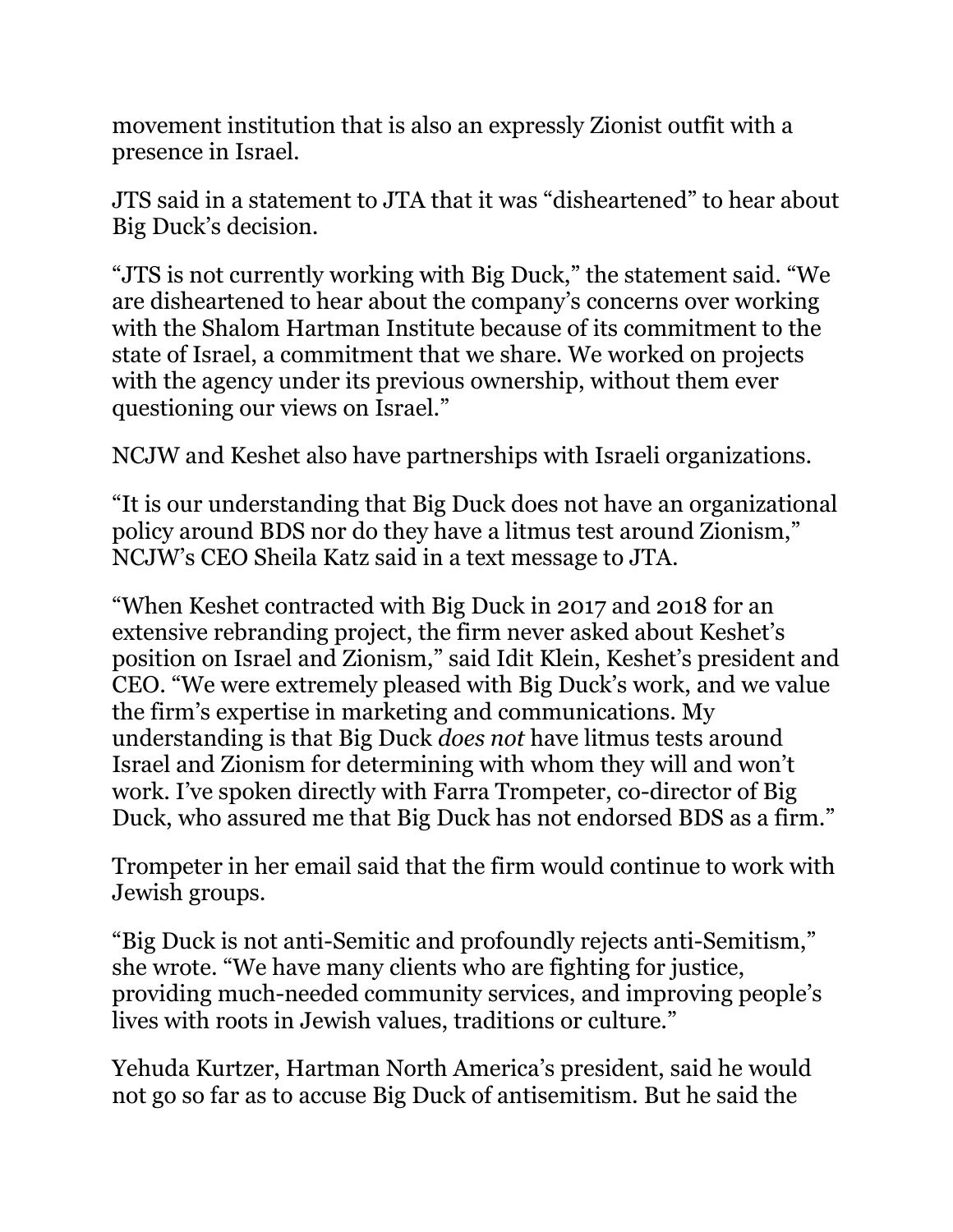movement institution that is also an expressly Zionist outfit with a presence in Israel.

JTS said in a statement to JTA that it was "disheartened" to hear about Big Duck's decision.

"JTS is not currently working with Big Duck," the statement said. "We are disheartened to hear about the company's concerns over working with the Shalom Hartman Institute because of its commitment to the state of Israel, a commitment that we share. We worked on projects with the agency under its previous ownership, without them ever questioning our views on Israel."

NCJW and Keshet also have partnerships with Israeli organizations.

"It is our understanding that Big Duck does not have an organizational policy around BDS nor do they have a litmus test around Zionism," NCJW's CEO Sheila Katz said in a text message to JTA.

"When Keshet contracted with Big Duck in 2017 and 2018 for an extensive rebranding project, the firm never asked about Keshet's position on Israel and Zionism," said Idit Klein, Keshet's president and CEO. "We were extremely pleased with Big Duck's work, and we value the firm's expertise in marketing and communications. My understanding is that Big Duck *does not* have litmus tests around Israel and Zionism for determining with whom they will and won't work. I've spoken directly with Farra Trompeter, co-director of Big Duck, who assured me that Big Duck has not endorsed BDS as a firm."

Trompeter in her email said that the firm would continue to work with Jewish groups.

"Big Duck is not anti-Semitic and profoundly rejects anti-Semitism," she wrote. "We have many clients who are fighting for justice, providing much-needed community services, and improving people's lives with roots in Jewish values, traditions or culture."

Yehuda Kurtzer, Hartman North America's president, said he would not go so far as to accuse Big Duck of antisemitism. But he said the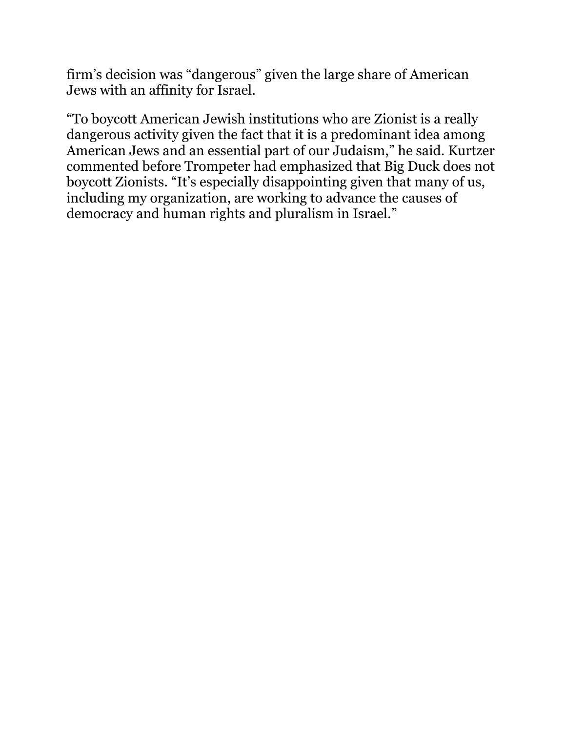firm's decision was "dangerous" given the large share of American Jews with an affinity for Israel.

"To boycott American Jewish institutions who are Zionist is a really dangerous activity given the fact that it is a predominant idea among American Jews and an essential part of our Judaism," he said. Kurtzer commented before Trompeter had emphasized that Big Duck does not boycott Zionists. "It's especially disappointing given that many of us, including my organization, are working to advance the causes of democracy and human rights and pluralism in Israel."